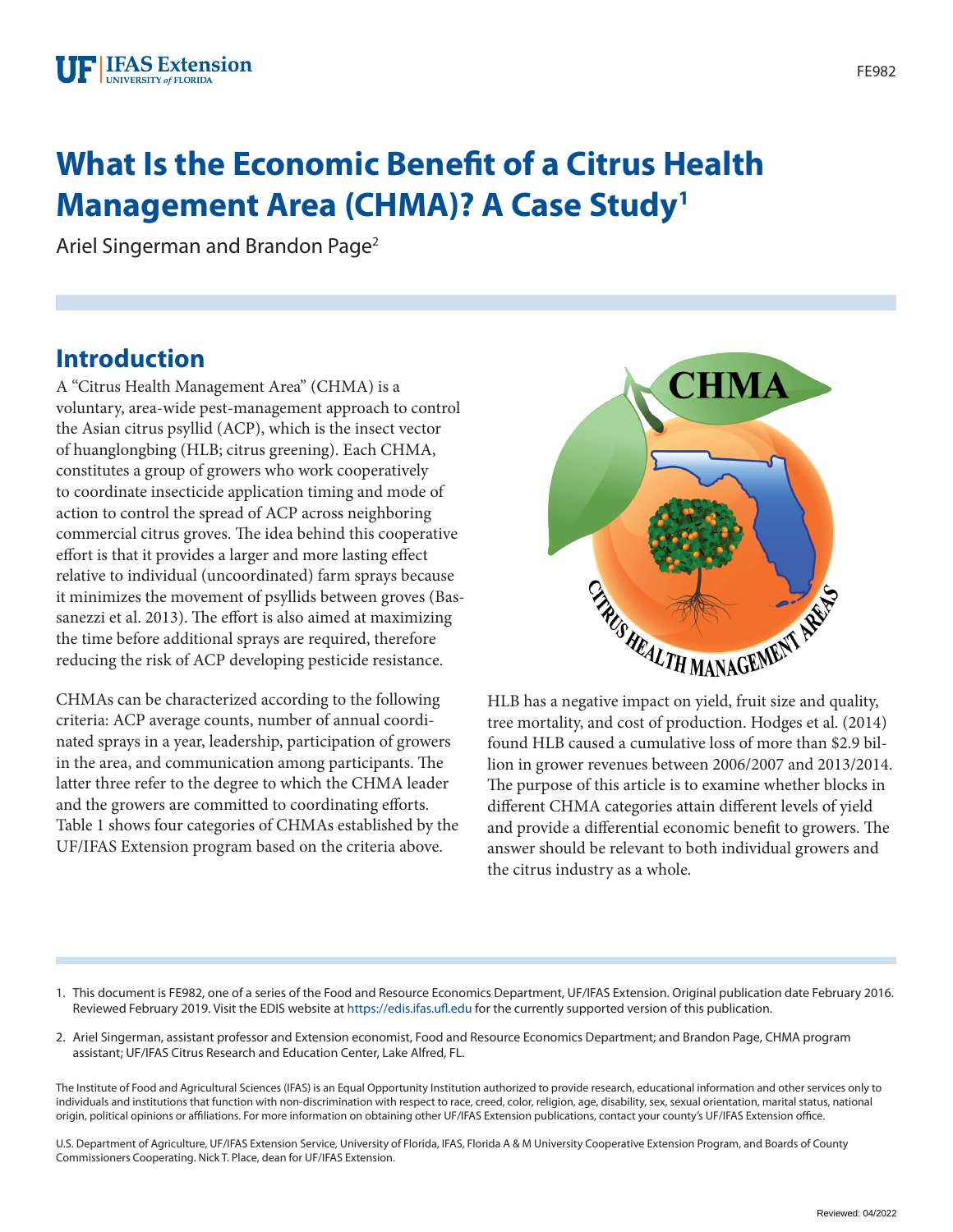# What Is the Economic Benefit of a Citrus Health Management Area (CHMA)? A Case Study[1]

Ariel Singerman and Brandon Page[2]

## Introduction

A "Citrus Health Management Area" (CHMA) is a voluntary, area-wide pest-management approach to control the Asian citrus psyllid (ACP), which is the insect vector of huanglongbing (HLB; citrus greening). Each CHMA, constitutes a group of growers who work cooperatively to coordinate insecticide application timing and mode of action to control the spread of ACP across neighboring commercial citrus groves. The idea behind this cooperative effort is that it provides a larger and more lasting effect relative to individual (uncoordinated) farm sprays because it minimizes the movement of psyllids between groves (Bassanezzi et al. 2013). The effort is also aimed at maximizing the time before additional sprays are required, therefore reducing the risk of ACP developing pesticide resistance.

CHMAs can be characterized according to the following criteria: ACP average counts, number of annual coordinated sprays in a year, leadership, participation of growers in the area, and communication among participants. The latter three refer to the degree to which the CHMA leader and the growers are committed to coordinating efforts. Table 1 shows four categories of CHMAs established by the UF/IFAS Extension program based on the criteria above.

HLB has a negative impact on yield, fruit size and quality, tree mortality, and cost of production. Hodges et al. (2014) found HLB caused a cumulative loss of more than $2.9 billion in grower revenues between 2006/2007 and 2013/2014. The purpose of this article is to examine whether blocks in different CHMA categories attain different levels of yield and provide a differential economic benefit to growers. The answer should be relevant to both individual growers and the citrus industry as a whole.

---

1. This document is FE982, one of a series of the Food and Resource Economics Department, UF/IFAS Extension. Original publication date February 2016. Reviewed February 2019. Visit the EDIS website at https://edis.ifas.ufl.edu for the currently supported version of this publication.

2. Ariel Singerman, assistant professor and Extension economist, Food and Resource Economics Department; and Brandon Page, CHMA program assistant; UF/IFAS Citrus Research and Education Center, Lake Alfred, FL.

The Institute of Food and Agricultural Sciences (IFAS) is an Equal Opportunity Institution authorized to provide research, educational information and other services only to individuals and institutions that function with non-discrimination with respect to race, creed, color, religion, age, disability, sex, sexual orientation, marital status, national origin, political opinions or affiliations. For more information on obtaining other UF/IFAS Extension publications, contact your county's UF/IFAS Extension office.

U.S. Department of Agriculture, UF/IFAS Extension Service, University of Florida, IFAS, Florida A & M University Cooperative Extension Program, and Boards of County Commissioners Cooperating. Nick T. Place, dean for UF/IFAS Extension.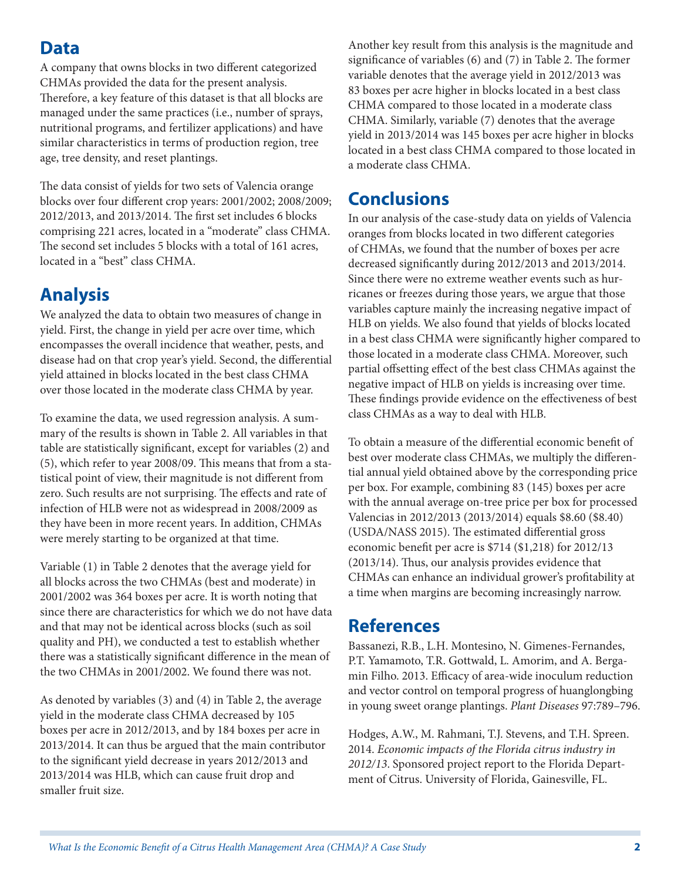## Data

A company that owns blocks in two different categorized CHMAs provided the data for the present analysis. Therefore, a key feature of this dataset is that all blocks are managed under the same practices (i.e., number of sprays, nutritional programs, and fertilizer applications) and have similar characteristics in terms of production region, tree age, tree density, and reset plantings.

The data consist of yields for two sets of Valencia orange blocks over four different crop years: 2001/2002; 2008/2009; 2012/2013, and 2013/2014. The first set includes 6 blocks comprising 221 acres, located in a "moderate" class CHMA. The second set includes 5 blocks with a total of 161 acres, located in a "best" class CHMA.

## Analysis

We analyzed the data to obtain two measures of change in yield. First, the change in yield per acre over time, which encompasses the overall incidence that weather, pests, and disease had on that crop year's yield. Second, the differential yield attained in blocks located in the best class CHMA over those located in the moderate class CHMA by year.

To examine the data, we used regression analysis. A summary of the results is shown in Table 2. All variables in that table are statistically significant, except for variables (2) and (5), which refer to year 2008/09. This means that from a statistical point of view, their magnitude is not different from zero. Such results are not surprising. The effects and rate of infection of HLB were not as widespread in 2008/2009 as they have been in more recent years. In addition, CHMAs were merely starting to be organized at that time.

Variable (1) in Table 2 denotes that the average yield for all blocks across the two CHMAs (best and moderate) in 2001/2002 was 364 boxes per acre. It is worth noting that since there are characteristics for which we do not have data and that may not be identical across blocks (such as soil quality and PH), we conducted a test to establish whether there was a statistically significant difference in the mean of the two CHMAs in 2001/2002. We found there was not.

As denoted by variables (3) and (4) in Table 2, the average yield in the moderate class CHMA decreased by 105 boxes per acre in 2012/2013, and by 184 boxes per acre in 2013/2014. It can thus be argued that the main contributor to the significant yield decrease in years 2012/2013 and 2013/2014 was HLB, which can cause fruit drop and smaller fruit size.

Another key result from this analysis is the magnitude and significance of variables (6) and (7) in Table 2. The former variable denotes that the average yield in 2012/2013 was 83 boxes per acre higher in blocks located in a best class CHMA compared to those located in a moderate class CHMA. Similarly, variable (7) denotes that the average yield in 2013/2014 was 145 boxes per acre higher in blocks located in a best class CHMA compared to those located in a moderate class CHMA.

## Conclusions

In our analysis of the case-study data on yields of Valencia oranges from blocks located in two different categories of CHMAs, we found that the number of boxes per acre decreased significantly during 2012/2013 and 2013/2014. Since there were no extreme weather events such as hurricanes or freezes during those years, we argue that those variables capture mainly the increasing negative impact of HLB on yields. We also found that yields of blocks located in a best class CHMA were significantly higher compared to those located in a moderate class CHMA. Moreover, such partial offsetting effect of the best class CHMAs against the negative impact of HLB on yields is increasing over time. These findings provide evidence on the effectiveness of best class CHMAs as a way to deal with HLB.

To obtain a measure of the differential economic benefit of best over moderate class CHMAs, we multiply the differential annual yield obtained above by the corresponding price per box. For example, combining 83 (145) boxes per acre with the annual average on-tree price per box for processed Valencias in 2012/2013 (2013/2014) equals $8.60 ($8.40) (USDA/NASS 2015). The estimated differential gross economic benefit per acre is $714 ($1,218) for 2012/13 (2013/14). Thus, our analysis provides evidence that CHMAs can enhance an individual grower's profitability at a time when margins are becoming increasingly narrow.

## References

Bassanezi, R.B., L.H. Montesino, N. Gimenes-Fernandes, P.T. Yamamoto, T.R. Gottwald, L. Amorim, and A. Bergamin Filho. 2013. Efficacy of area-wide inoculum reduction and vector control on temporal progress of huanglongbing in young sweet orange plantings. *Plant Diseases* 97:789–796.

Hodges, A.W., M. Rahmani, T.J. Stevens, and T.H. Spreen. 2014. *Economic impacts of the Florida citrus industry in 2012/13*. Sponsored project report to the Florida Department of Citrus. University of Florida, Gainesville, FL.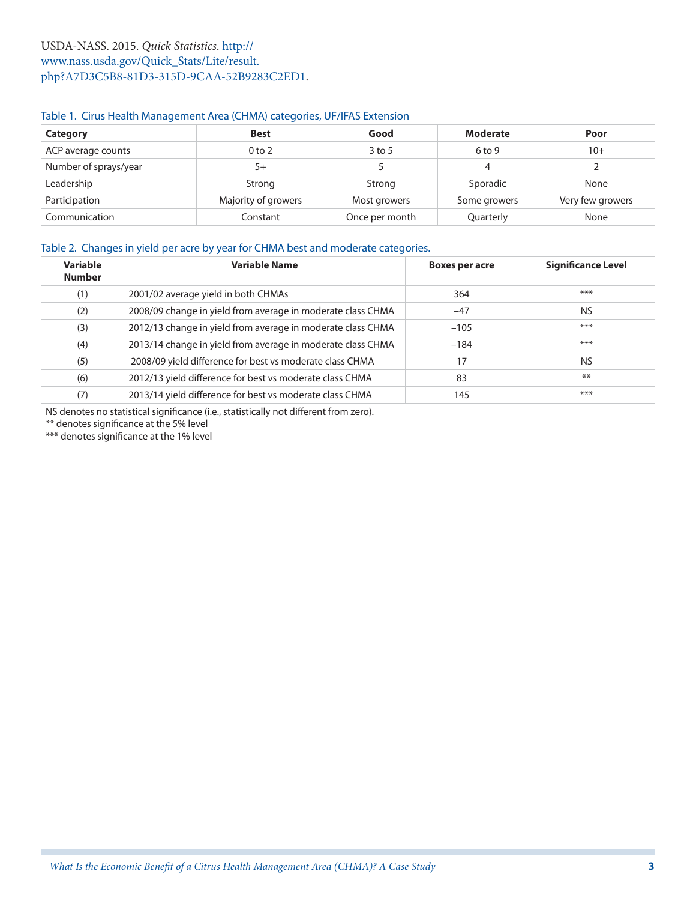USDA-NASS. 2015. *Quick Statistics*. http://www.nass.usda.gov/Quick_Stats/Lite/result.php?A7D3C5B8-81D3-315D-9CAA-52B9283C2ED1.

Table 1. Cirus Health Management Area (CHMA) categories, UF/IFAS Extension

| Category | Best | Good | Moderate | Poor |
|---|---|---|---|---|
| ACP average counts | 0 to 2 | 3 to 5 | 6 to 9 | 10+ |
| Number of sprays/year | 5+ | 5 | 4 | 2 |
| Leadership | Strong | Strong | Sporadic | None |
| Participation | Majority of growers | Most growers | Some growers | Very few growers |
| Communication | Constant | Once per month | Quarterly | None |

Table 2. Changes in yield per acre by year for CHMA best and moderate categories.

| Variable Number | Variable Name | Boxes per acre | Significance Level |
|---|---|---|---|
| (1) | 2001/02 average yield in both CHMAs | 364 | *** |
| (2) | 2008/09 change in yield from average in moderate class CHMA | −47 | NS |
| (3) | 2012/13 change in yield from average in moderate class CHMA | −105 | *** |
| (4) | 2013/14 change in yield from average in moderate class CHMA | −184 | *** |
| (5) | 2008/09 yield difference for best vs moderate class CHMA | 17 | NS |
| (6) | 2012/13 yield difference for best vs moderate class CHMA | 83 | ** |
| (7) | 2013/14 yield difference for best vs moderate class CHMA | 145 | *** |

NS denotes no statistical significance (i.e., statistically not different from zero).
** denotes significance at the 5% level
*** denotes significance at the 1% level